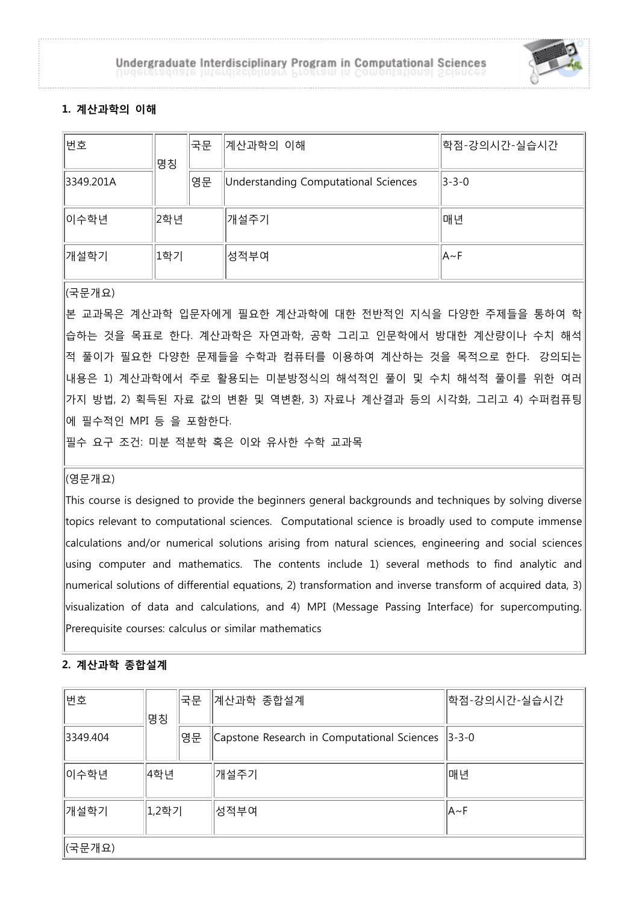### 1. 계산과학의 이해

| 번호 | 명칭 | 국문 | 계산과학의 이해 | 학점-강의시간-실습시간 |
|---|---|---|---|---|
| 3349.201A | | 영문 | Understanding Computational Sciences | 3-3-0 |
| 이수학년 | 2학년 | | 개설주기 | 매년 |
| 개설학기 | 1학기 | | 성적부여 | A~F |

(국문개요)

본 교과목은 계산과학 입문자에게 필요한 계산과학에 대한 전반적인 지식을 다양한 주제들을 통하여 학습하는 것을 목표로 한다. 계산과학은 자연과학, 공학 그리고 인문학에서 방대한 계산량이나 수치 해석적 풀이가 필요한 다양한 문제들을 수학과 컴퓨터를 이용하여 계산하는 것을 목적으로 한다. 강의되는 내용은 1) 계산과학에서 주로 활용되는 미분방정식의 해석적인 풀이 및 수치 해석적 풀이를 위한 여러가지 방법, 2) 획득된 자료 값의 변환 및 역변환, 3) 자료나 계산결과 등의 시각화, 그리고 4) 수퍼컴퓨팅에 필수적인 MPI 등 을 포함한다.

필수 요구 조건: 미분 적분학 혹은 이와 유사한 수학 교과목

(영문개요)

This course is designed to provide the beginners general backgrounds and techniques by solving diverse topics relevant to computational sciences. Computational science is broadly used to compute immense calculations and/or numerical solutions arising from natural sciences, engineering and social sciences using computer and mathematics. The contents include 1) several methods to find analytic and numerical solutions of differential equations, 2) transformation and inverse transform of acquired data, 3) visualization of data and calculations, and 4) MPI (Message Passing Interface) for supercomputing. Prerequisite courses: calculus or similar mathematics

### 2. 계산과학 종합설계

| 번호 | 명칭 | 국문 | 계산과학 종합설계 | 학점-강의시간-실습시간 |
|---|---|---|---|---|
| 3349.404 | | 영문 | Capstone Research in Computational Sciences | 3-3-0 |
| 이수학년 | 4학년 | | 개설주기 | 매년 |
| 개설학기 | 1,2학기 | | 성적부여 | A~F |

(국문개요)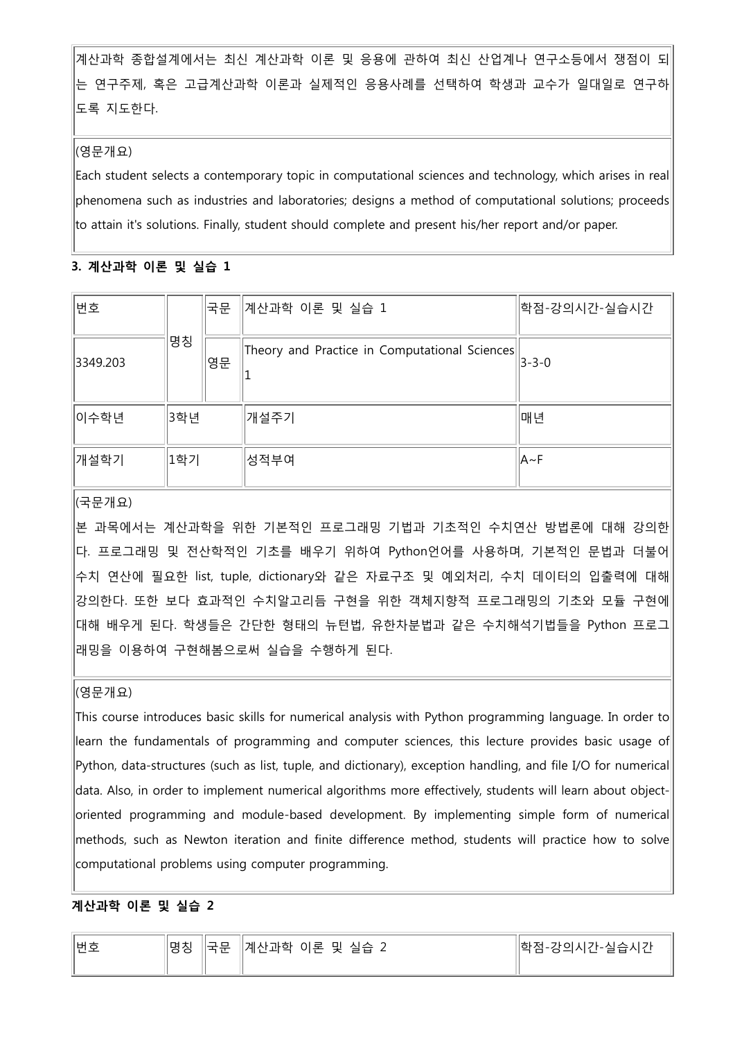계산과학 종합설계에서는 최신 계산과학 이론 및 응용에 관하여 최신 산업계나 연구소등에서 쟁점이 되는 연구주제, 혹은 고급계산과학 이론과 실제적인 응용사례를 선택하여 학생과 교수가 일대일로 연구하도록 지도한다.

(영문개요)

Each student selects a contemporary topic in computational sciences and technology, which arises in real phenomena such as industries and laboratories; designs a method of computational solutions; proceeds to attain it's solutions. Finally, student should complete and present his/her report and/or paper.

### 3. 계산과학 이론 및 실습 1

| 번호 | 명칭 | 국문 | 계산과학 이론 및 실습 1 | 학점-강의시간-실습시간 |
|---|---|---|---|---|
| 3349.203 | | 영문 | Theory and Practice in Computational Sciences 1 | 3-3-0 |
| 이수학년 | 3학년 | | 개설주기 | 매년 |
| 개설학기 | 1학기 | | 성적부여 | A~F |

(국문개요)

본 과목에서는 계산과학을 위한 기본적인 프로그래밍 기법과 기초적인 수치연산 방법론에 대해 강의한다. 프로그래밍 및 전산학적인 기초를 배우기 위하여 Python언어를 사용하며, 기본적인 문법과 더불어 수치 연산에 필요한 list, tuple, dictionary와 같은 자료구조 및 예외처리, 수치 데이터의 입출력에 대해 강의한다. 또한 보다 효과적인 수치알고리듬 구현을 위한 객체지향적 프로그래밍의 기초와 모듈 구현에 대해 배우게 된다. 학생들은 간단한 형태의 뉴턴법, 유한차분법과 같은 수치해석기법들을 Python 프로그래밍을 이용하여 구현해봄으로써 실습을 수행하게 된다.

(영문개요)

This course introduces basic skills for numerical analysis with Python programming language. In order to learn the fundamentals of programming and computer sciences, this lecture provides basic usage of Python, data-structures (such as list, tuple, and dictionary), exception handling, and file I/O for numerical data. Also, in order to implement numerical algorithms more effectively, students will learn about object-oriented programming and module-based development. By implementing simple form of numerical methods, such as Newton iteration and finite difference method, students will practice how to solve computational problems using computer programming.

### 계산과학 이론 및 실습 2

| 번호 | 명칭 | 국문 | 계산과학 이론 및 실습 2 | 학점-강의시간-실습시간 |
|---|---|---|---|---|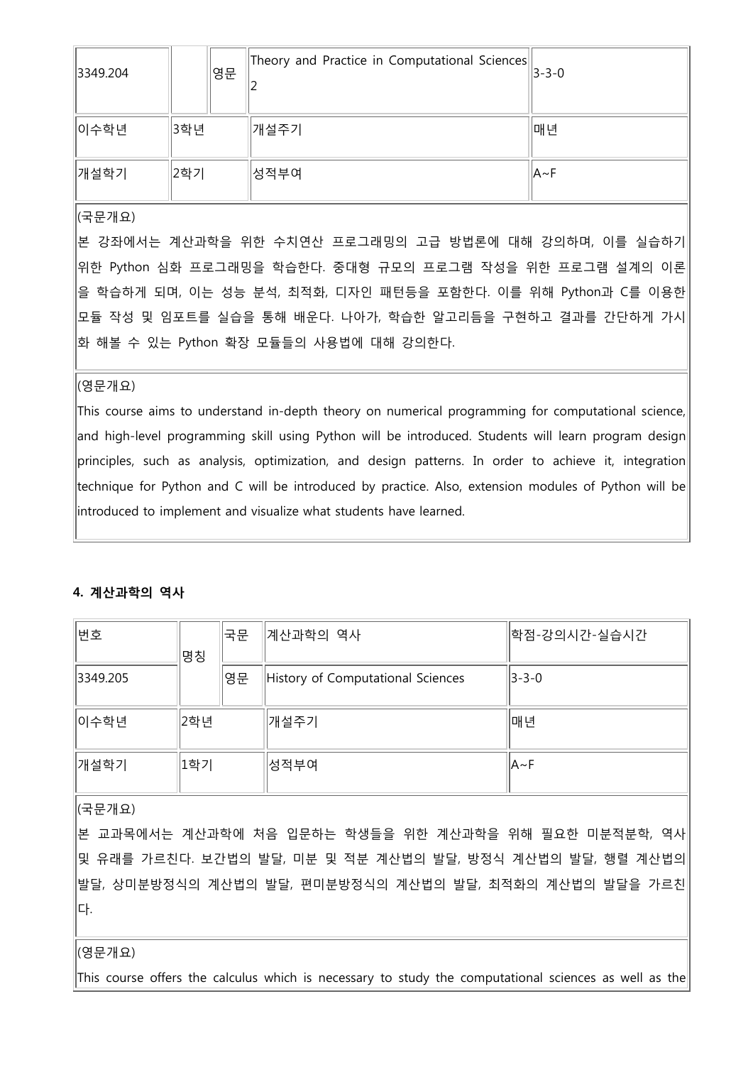| 3349.204 | | 영문 | Theory and Practice in Computational Sciences 2 | 3-3-0 |
|---|---|---|---|---|
| 이수학년 | 3학년 | | 개설주기 | 매년 |
| 개설학기 | 2학기 | | 성적부여 | A~F |

(국문개요)

본 강좌에서는 계산과학을 위한 수치연산 프로그래밍의 고급 방법론에 대해 강의하며, 이를 실습하기 위한 Python 심화 프로그래밍을 학습한다. 중대형 규모의 프로그램 작성을 위한 프로그램 설계의 이론을 학습하게 되며, 이는 성능 분석, 최적화, 디자인 패턴등을 포함한다. 이를 위해 Python과 C를 이용한 모듈 작성 및 임포트를 실습을 통해 배운다. 나아가, 학습한 알고리듬을 구현하고 결과를 간단하게 가시화 해볼 수 있는 Python 확장 모듈들의 사용법에 대해 강의한다.

(영문개요)

This course aims to understand in-depth theory on numerical programming for computational science, and high-level programming skill using Python will be introduced. Students will learn program design principles, such as analysis, optimization, and design patterns. In order to achieve it, integration technique for Python and C will be introduced by practice. Also, extension modules of Python will be introduced to implement and visualize what students have learned.

#### 4. 계산과학의 역사

| 번호 | 명칭 | 국문 | 계산과학의 역사 | 학점-강의시간-실습시간 |
|---|---|---|---|---|
| 3349.205 | | 영문 | History of Computational Sciences | 3-3-0 |
| 이수학년 | 2학년 | | 개설주기 | 매년 |
| 개설학기 | 1학기 | | 성적부여 | A~F |

(국문개요)

본 교과목에서는 계산과학에 처음 입문하는 학생들을 위한 계산과학을 위해 필요한 미분적분학, 역사 및 유래를 가르친다. 보간법의 발달, 미분 및 적분 계산법의 발달, 방정식 계산법의 발달, 행렬 계산법의 발달, 상미분방정식의 계산법의 발달, 편미분방정식의 계산법의 발달, 최적화의 계산법의 발달을 가르친다.

(영문개요)

This course offers the calculus which is necessary to study the computational sciences as well as the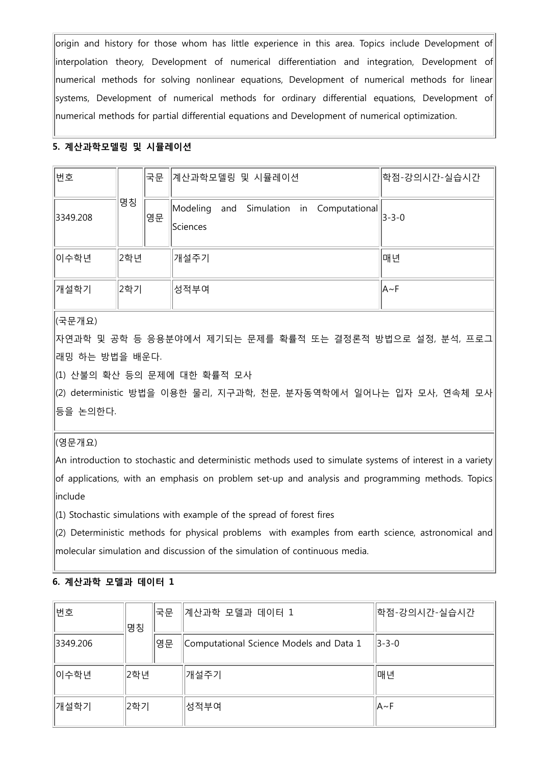origin and history for those whom has little experience in this area. Topics include Development of interpolation theory, Development of numerical differentiation and integration, Development of numerical methods for solving nonlinear equations, Development of numerical methods for linear systems, Development of numerical methods for ordinary differential equations, Development of numerical methods for partial differential equations and Development of numerical optimization.

### 5. 계산과학모델링 및 시뮬레이션

| 번호 | 명칭 | 국문 | 계산과학모델링 및 시뮬레이션 | 학점-강의시간-실습시간 |
|---|---|---|---|---|
| 3349.208 | | 영문 | Modeling and Simulation in Computational Sciences | 3-3-0 |
| 이수학년 | 2학년 | | 개설주기 | 매년 |
| 개설학기 | 2학기 | | 성적부여 | A~F |

(국문개요)

자연과학 및 공학 등 응용분야에서 제기되는 문제를 확률적 또는 결정론적 방법으로 설정, 분석, 프로그래밍 하는 방법을 배운다.

(1) 산불의 확산 등의 문제에 대한 확률적 모사

(2) deterministic 방법을 이용한 물리, 지구과학, 천문, 분자동역학에서 일어나는 입자 모사, 연속체 모사 등을 논의한다.

(영문개요)

An introduction to stochastic and deterministic methods used to simulate systems of interest in a variety of applications, with an emphasis on problem set-up and analysis and programming methods. Topics include

(1) Stochastic simulations with example of the spread of forest fires

(2) Deterministic methods for physical problems with examples from earth science, astronomical and molecular simulation and discussion of the simulation of continuous media.

### 6. 계산과학 모델과 데이터 1

| 번호 | 명칭 | 국문 | 계산과학 모델과 데이터 1 | 학점-강의시간-실습시간 |
|---|---|---|---|---|
| 3349.206 | | 영문 | Computational Science Models and Data 1 | 3-3-0 |
| 이수학년 | 2학년 | | 개설주기 | 매년 |
| 개설학기 | 2학기 | | 성적부여 | A~F |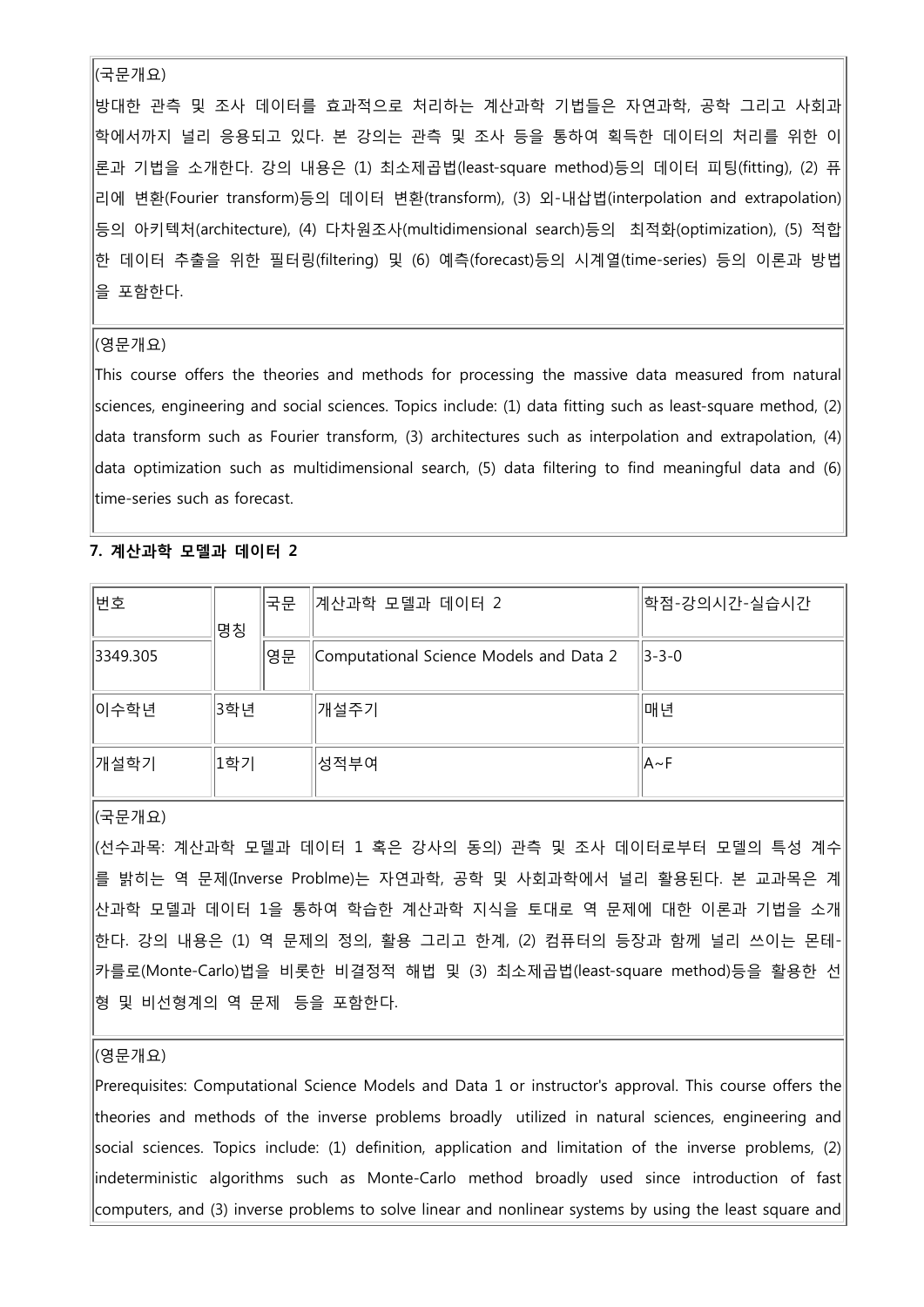(국문개요)

방대한 관측 및 조사 데이터를 효과적으로 처리하는 계산과학 기법들은 자연과학, 공학 그리고 사회과학에서까지 널리 응용되고 있다. 본 강의는 관측 및 조사 등을 통하여 획득한 데이터의 처리를 위한 이론과 기법을 소개한다. 강의 내용은 (1) 최소제곱법(least-square method)등의 데이터 피팅(fitting), (2) 퓨리에 변환(Fourier transform)등의 데이터 변환(transform), (3) 외-내삽법(interpolation and extrapolation)등의 아키텍처(architecture), (4) 다차원조사(multidimensional search)등의 최적화(optimization), (5) 적합한 데이터 추출을 위한 필터링(filtering) 및 (6) 예측(forecast)등의 시계열(time-series) 등의 이론과 방법을 포함한다.

(영문개요)

This course offers the theories and methods for processing the massive data measured from natural sciences, engineering and social sciences. Topics include: (1) data fitting such as least-square method, (2) data transform such as Fourier transform, (3) architectures such as interpolation and extrapolation, (4) data optimization such as multidimensional search, (5) data filtering to find meaningful data and (6) time-series such as forecast.

## 7. 계산과학 모델과 데이터 2

| 번호 | 명칭 | 국문 | 계산과학 모델과 데이터 2 | 학점-강의시간-실습시간 |
|---|---|---|---|---|
| 3349.305 | | 영문 | Computational Science Models and Data 2 | 3-3-0 |
| 이수학년 | 3학년 | | 개설주기 | 매년 |
| 개설학기 | 1학기 | | 성적부여 | A~F |

(국문개요)

(선수과목: 계산과학 모델과 데이터 1 혹은 강사의 동의) 관측 및 조사 데이터로부터 모델의 특성 계수를 밝히는 역 문제(Inverse Problme)는 자연과학, 공학 및 사회과학에서 널리 활용된다. 본 교과목은 계산과학 모델과 데이터 1을 통하여 학습한 계산과학 지식을 토대로 역 문제에 대한 이론과 기법을 소개한다. 강의 내용은 (1) 역 문제의 정의, 활용 그리고 한계, (2) 컴퓨터의 등장과 함께 널리 쓰이는 몬테-카를로(Monte-Carlo)법을 비롯한 비결정적 해법 및 (3) 최소제곱법(least-square method)등을 활용한 선형 및 비선형계의 역 문제 등을 포함한다.

(영문개요)

Prerequisites: Computational Science Models and Data 1 or instructor's approval. This course offers the theories and methods of the inverse problems broadly utilized in natural sciences, engineering and social sciences. Topics include: (1) definition, application and limitation of the inverse problems, (2) indeterministic algorithms such as Monte-Carlo method broadly used since introduction of fast computers, and (3) inverse problems to solve linear and nonlinear systems by using the least square and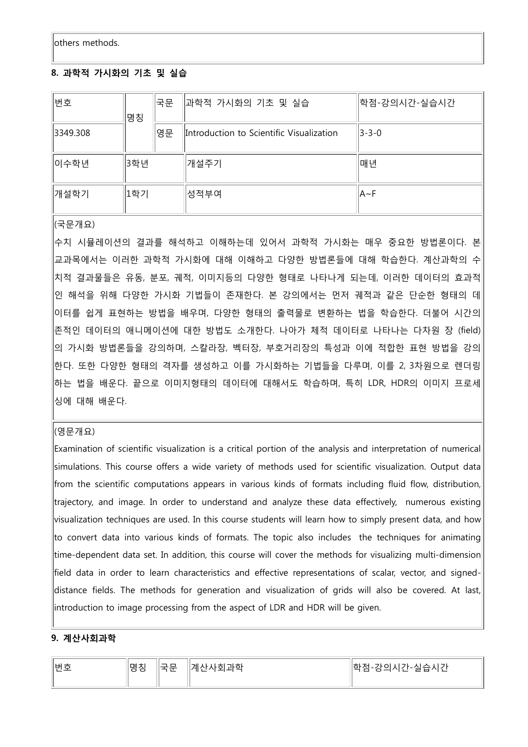| others methods. |
|---|

## 8. 과학적 가시화의 기초 및 실습

| 번호 | 명칭 | 국문 | 과학적 가시화의 기초 및 실습 | 학점-강의시간-실습시간 |
|---|---|---|---|---|
| 3349.308 | | 영문 | Introduction to Scientific Visualization | 3-3-0 |
| 이수학년 | 3학년 | | 개설주기 | 매년 |
| 개설학기 | 1학기 | | 성적부여 | A~F |

(국문개요)

수치 시뮬레이션의 결과를 해석하고 이해하는데 있어서 과학적 가시화는 매우 중요한 방법론이다. 본 교과목에서는 이러한 과학적 가시화에 대해 이해하고 다양한 방법론들에 대해 학습한다. 계산과학의 수치적 결과물들은 유동, 분포, 궤적, 이미지등의 다양한 형태로 나타나게 되는데, 이러한 데이터의 효과적인 해석을 위해 다양한 가시화 기법들이 존재한다. 본 강의에서는 먼저 궤적과 같은 단순한 형태의 데이터를 쉽게 표현하는 방법을 배우며, 다양한 형태의 출력물로 변환하는 법을 학습한다. 더불어 시간의존적인 데이터의 애니메이션에 대한 방법도 소개한다. 나아가 체적 데이터로 나타나는 다차원 장 (field)의 가시화 방법론들을 강의하며, 스칼라장, 벡터장, 부호거리장의 특성과 이에 적합한 표현 방법을 강의한다. 또한 다양한 형태의 격자를 생성하고 이를 가시화하는 기법들을 다루며, 이를 2, 3차원으로 렌더링하는 법을 배운다. 끝으로 이미지형태의 데이터에 대해서도 학습하며, 특히 LDR, HDR의 이미지 프로세싱에 대해 배운다.

(영문개요)

Examination of scientific visualization is a critical portion of the analysis and interpretation of numerical simulations. This course offers a wide variety of methods used for scientific visualization. Output data from the scientific computations appears in various kinds of formats including fluid flow, distribution, trajectory, and image. In order to understand and analyze these data effectively, numerous existing visualization techniques are used. In this course students will learn how to simply present data, and how to convert data into various kinds of formats. The topic also includes the techniques for animating time-dependent data set. In addition, this course will cover the methods for visualizing multi-dimension field data in order to learn characteristics and effective representations of scalar, vector, and signed-distance fields. The methods for generation and visualization of grids will also be covered. At last, introduction to image processing from the aspect of LDR and HDR will be given.

## 9. 계산사회과학

| 번호 | 명칭 | 국문 | 계산사회과학 | 학점-강의시간-실습시간 |
|---|---|---|---|---|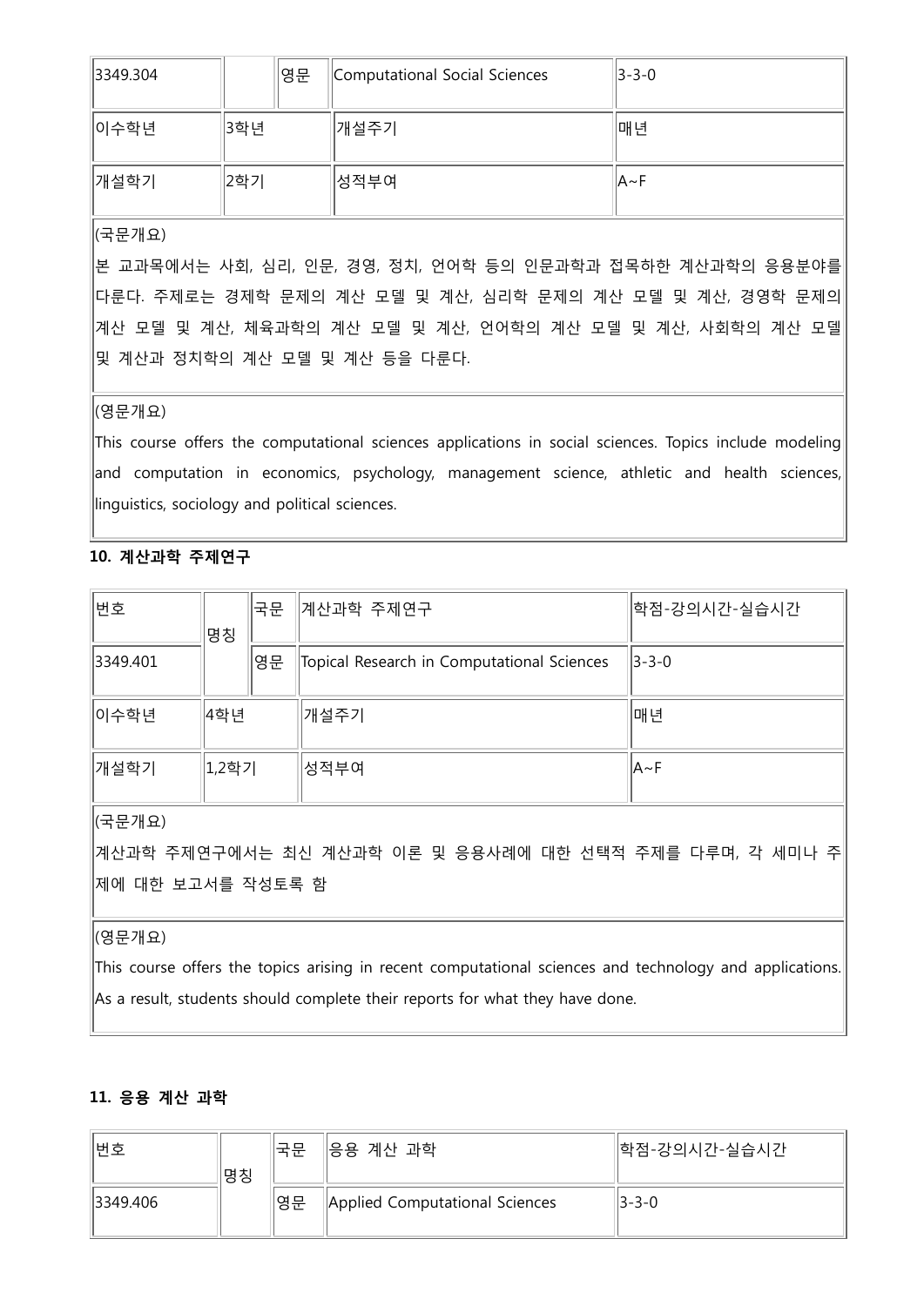| 3349.304 | | 영문 | Computational Social Sciences | 3-3-0 |
|---|---|---|---|---|
| 이수학년 | 3학년 | | 개설주기 | 매년 |
| 개설학기 | 2학기 | | 성적부여 | A~F |

(국문개요)

본 교과목에서는 사회, 심리, 인문, 경영, 정치, 언어학 등의 인문과학과 접목하한 계산과학의 응용분야를 다룬다. 주제로는 경제학 문제의 계산 모델 및 계산, 심리학 문제의 계산 모델 및 계산, 경영학 문제의 계산 모델 및 계산, 체육과학의 계산 모델 및 계산, 언어학의 계산 모델 및 계산, 사회학의 계산 모델 및 계산과 정치학의 계산 모델 및 계산 등을 다룬다.

(영문개요)

This course offers the computational sciences applications in social sciences. Topics include modeling and computation in economics, psychology, management science, athletic and health sciences, linguistics, sociology and political sciences.

### 10. 계산과학 주제연구

| 번호 | 명칭 | 국문 | 계산과학 주제연구 | 학점-강의시간-실습시간 |
|---|---|---|---|---|
| 3349.401 | | 영문 | Topical Research in Computational Sciences | 3-3-0 |
| 이수학년 | 4학년 | | 개설주기 | 매년 |
| 개설학기 | 1,2학기 | | 성적부여 | A~F |

(국문개요)

계산과학 주제연구에서는 최신 계산과학 이론 및 응용사례에 대한 선택적 주제를 다루며, 각 세미나 주제에 대한 보고서를 작성토록 함

(영문개요)

This course offers the topics arising in recent computational sciences and technology and applications. As a result, students should complete their reports for what they have done.

### 11. 응용 계산 과학

| 번호 | 명칭 | 국문 | 응용 계산 과학 | 학점-강의시간-실습시간 |
|---|---|---|---|---|
| 3349.406 | | 영문 | Applied Computational Sciences | 3-3-0 |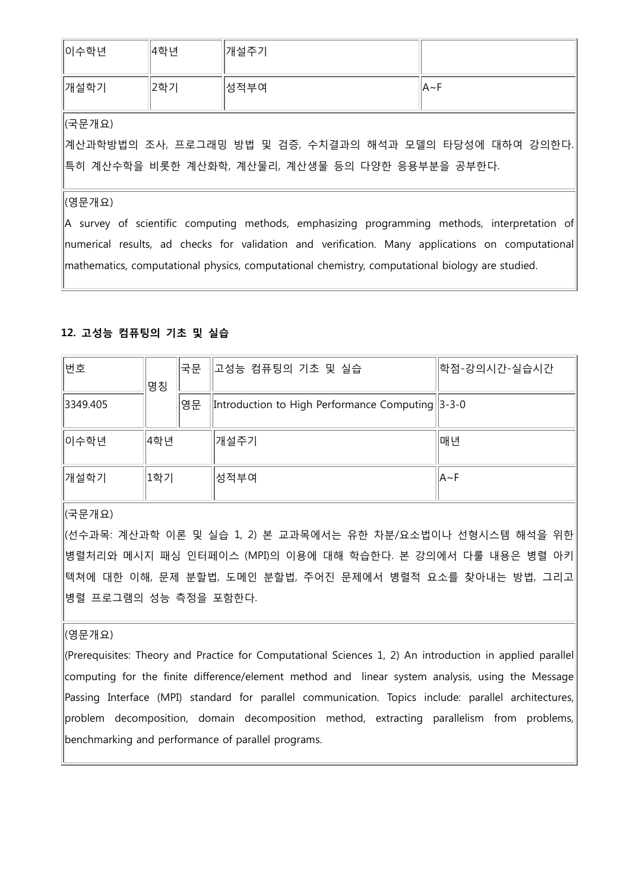| | | | |
|---|---|---|---|
| 이수학년 | 4학년 | 개설주기 | |
| 개설학기 | 2학기 | 성적부여 | A~F |

(국문개요)
계산과학방법의 조사, 프로그래밍 방법 및 검증, 수치결과의 해석과 모델의 타당성에 대하여 강의한다. 특히 계산수학을 비롯한 계산화학, 계산물리, 계산생물 등의 다양한 응용부분을 공부한다.

(영문개요)
A survey of scientific computing methods, emphasizing programming methods, interpretation of numerical results, ad checks for validation and verification. Many applications on computational mathematics, computational physics, computational chemistry, computational biology are studied.

**12. 고성능 컴퓨팅의 기초 및 실습**

| 번호 | 명칭 | 국문 | 고성능 컴퓨팅의 기초 및 실습 | 학점-강의시간-실습시간 |
|---|---|---|---|---|
| 3349.405 | | 영문 | Introduction to High Performance Computing | 3-3-0 |
| 이수학년 | 4학년 | | 개설주기 | 매년 |
| 개설학기 | 1학기 | | 성적부여 | A~F |

(국문개요)
(선수과목: 계산과학 이론 및 실습 1, 2) 본 교과목에서는 유한 차분/요소법이나 선형시스템 해석을 위한 병렬처리와 메시지 패싱 인터페이스 (MPI)의 이용에 대해 학습한다. 본 강의에서 다룰 내용은 병렬 아키텍쳐에 대한 이해, 문제 분할법, 도메인 분할법, 주어진 문제에서 병렬적 요소를 찾아내는 방법, 그리고 병렬 프로그램의 성능 측정을 포함한다.

(영문개요)
(Prerequisites: Theory and Practice for Computational Sciences 1, 2) An introduction in applied parallel computing for the finite difference/element method and linear system analysis, using the Message Passing Interface (MPI) standard for parallel communication. Topics include: parallel architectures, problem decomposition, domain decomposition method, extracting parallelism from problems, benchmarking and performance of parallel programs.